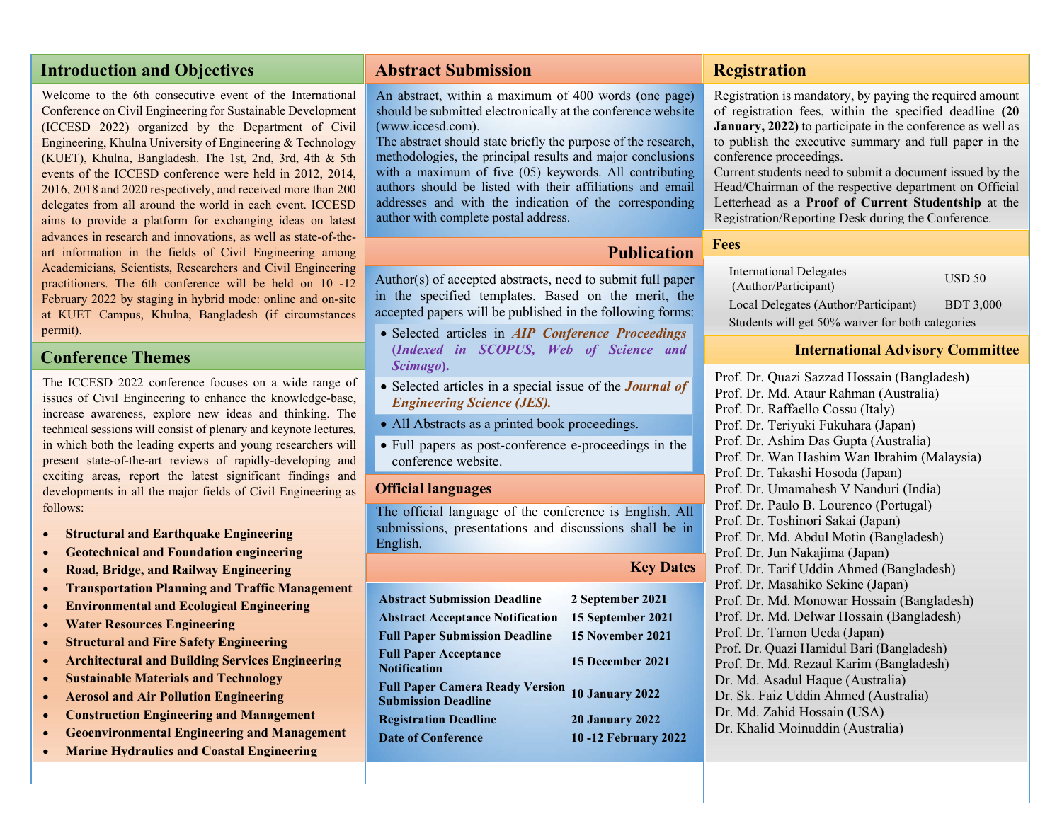## Introduction and Objectives

Welcome to the 6th consecutive event of the International Conference on Civil Engineering for Sustainable Development (ICCESD 2022) organized by the Department of Civil Engineering, Khulna University of Engineering & Technology (KUET), Khulna, Bangladesh. The 1st, 2nd, 3rd, 4th & 5th events of the ICCESD conference were held in 2012, 2014, 2016, 2018 and 2020 respectively, and received more than 200 delegates from all around the world in each event. ICCESD aims to provide a platform for exchanging ideas on latest advances in research and innovations, as well as state-of-the-art information in the fields of Civil Engineering among Academicians, Scientists, Researchers and Civil Engineering practitioners. The 6th conference will be held on 10 -12 February 2022 by staging in hybrid mode: online and on-site at KUET Campus, Khulna, Bangladesh (if circumstances permit).

## Conference Themes

The ICCESD 2022 conference focuses on a wide range of issues of Civil Engineering to enhance the knowledge-base, increase awareness, explore new ideas and thinking. The technical sessions will consist of plenary and keynote lectures, in which both the leading experts and young researchers will present state-of-the-art reviews of rapidly-developing and exciting areas, report the latest significant findings and developments in all the major fields of Civil Engineering as follows:

- **Structural and Earthquake Engineering**
- **Geotechnical and Foundation engineering**
- **Road, Bridge, and Railway Engineering**
- **Transportation Planning and Traffic Management**
- **Environmental and Ecological Engineering**
- **Water Resources Engineering**
- **Structural and Fire Safety Engineering**
- **Architectural and Building Services Engineering**
- **Sustainable Materials and Technology**
- **Aerosol and Air Pollution Engineering**
- **Construction Engineering and Management**
- **Geoenvironmental Engineering and Management**
- **Marine Hydraulics and Coastal Engineering**

## Abstract Submission

An abstract, within a maximum of 400 words (one page) should be submitted electronically at the conference website (www.iccesd.com).

The abstract should state briefly the purpose of the research, methodologies, the principal results and major conclusions with a maximum of five (05) keywords. All contributing authors should be listed with their affiliations and email addresses and with the indication of the corresponding author with complete postal address.

## Publication

Author(s) of accepted abstracts, need to submit full paper in the specified templates. Based on the merit, the accepted papers will be published in the following forms:

- Selected articles in ***AIP Conference Proceedings (Indexed in SCOPUS, Web of Science and Scimago).***
- Selected articles in a special issue of the ***Journal of Engineering Science (JES).***
- All Abstracts as a printed book proceedings.
- Full papers as post-conference e-proceedings in the conference website.

## Official languages

The official language of the conference is English. All submissions, presentations and discussions shall be in English.

## Key Dates

| | |
|---|---|
| **Abstract Submission Deadline** | **2 September 2021** |
| **Abstract Acceptance Notification** | **15 September 2021** |
| **Full Paper Submission Deadline** | **15 November 2021** |
| **Full Paper Acceptance Notification** | **15 December 2021** |
| **Full Paper Camera Ready Version Submission Deadline** | **10 January 2022** |
| **Registration Deadline** | **20 January 2022** |
| **Date of Conference** | **10 -12 February 2022** |

## Registration

Registration is mandatory, by paying the required amount of registration fees, within the specified deadline **(20 January, 2022)** to participate in the conference as well as to publish the executive summary and full paper in the conference proceedings.

Current students need to submit a document issued by the Head/Chairman of the respective department on Official Letterhead as a **Proof of Current Studentship** at the Registration/Reporting Desk during the Conference.

## Fees

| | |
|---|---|
| International Delegates (Author/Participant) | USD 50 |
| Local Delegates (Author/Participant) | BDT 3,000 |

Students will get 50% waiver for both categories

## International Advisory Committee

Prof. Dr. Quazi Sazzad Hossain (Bangladesh)
Prof. Dr. Md. Ataur Rahman (Australia)
Prof. Dr. Raffaello Cossu (Italy)
Prof. Dr. Teriyuki Fukuhara (Japan)
Prof. Dr. Ashim Das Gupta (Australia)
Prof. Dr. Wan Hashim Wan Ibrahim (Malaysia)
Prof. Dr. Takashi Hosoda (Japan)
Prof. Dr. Umamahesh V Nanduri (India)
Prof. Dr. Paulo B. Lourenco (Portugal)
Prof. Dr. Toshinori Sakai (Japan)
Prof. Dr. Md. Abdul Motin (Bangladesh)
Prof. Dr. Jun Nakajima (Japan)
Prof. Dr. Tarif Uddin Ahmed (Bangladesh)
Prof. Dr. Masahiko Sekine (Japan)
Prof. Dr. Md. Monowar Hossain (Bangladesh)
Prof. Dr. Md. Delwar Hossain (Bangladesh)
Prof. Dr. Tamon Ueda (Japan)
Prof. Dr. Quazi Hamidul Bari (Bangladesh)
Prof. Dr. Md. Rezaul Karim (Bangladesh)
Dr. Md. Asadul Haque (Australia)
Dr. Sk. Faiz Uddin Ahmed (Australia)
Dr. Md. Zahid Hossain (USA)
Dr. Khalid Moinuddin (Australia)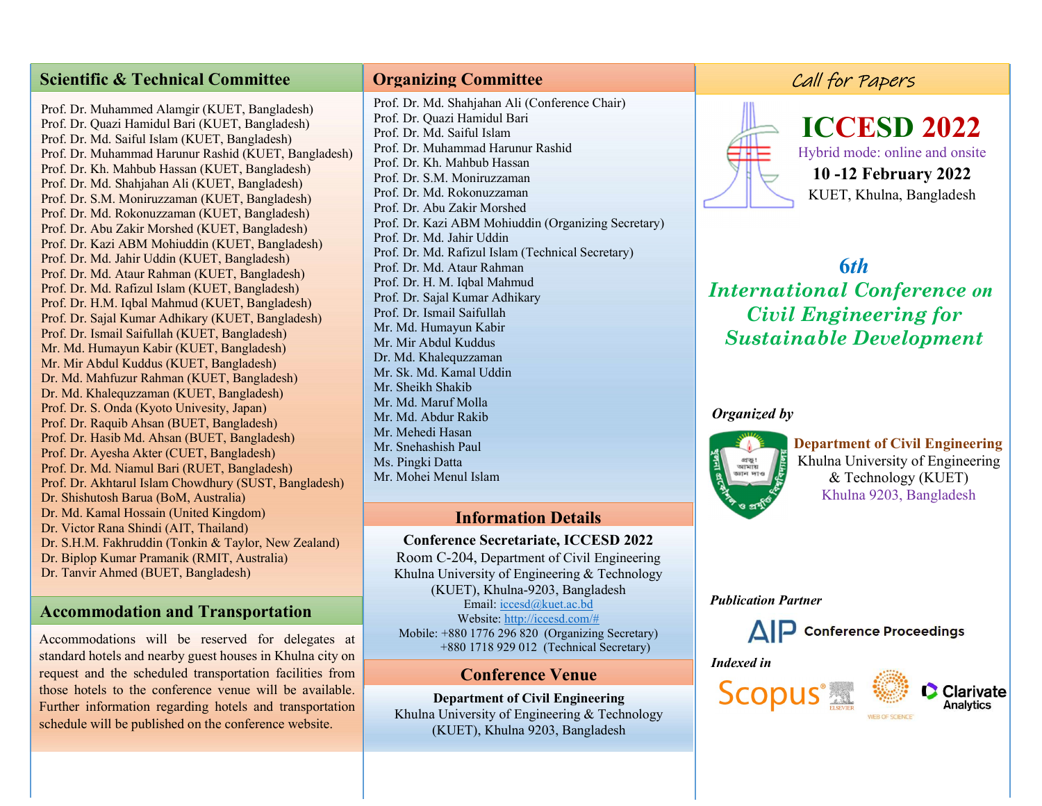## Scientific & Technical Committee

Prof. Dr. Muhammed Alamgir (KUET, Bangladesh)
Prof. Dr. Quazi Hamidul Bari (KUET, Bangladesh)
Prof. Dr. Md. Saiful Islam (KUET, Bangladesh)
Prof. Dr. Muhammad Harunur Rashid (KUET, Bangladesh)
Prof. Dr. Kh. Mahbub Hassan (KUET, Bangladesh)
Prof. Dr. Md. Shahjahan Ali (KUET, Bangladesh)
Prof. Dr. S.M. Moniruzzaman (KUET, Bangladesh)
Prof. Dr. Md. Rokonuzzaman (KUET, Bangladesh)
Prof. Dr. Abu Zakir Morshed (KUET, Bangladesh)
Prof. Dr. Kazi ABM Mohiuddin (KUET, Bangladesh)
Prof. Dr. Md. Jahir Uddin (KUET, Bangladesh)
Prof. Dr. Md. Ataur Rahman (KUET, Bangladesh)
Prof. Dr. Md. Rafizul Islam (KUET, Bangladesh)
Prof. Dr. H.M. Iqbal Mahmud (KUET, Bangladesh)
Prof. Dr. Sajal Kumar Adhikary (KUET, Bangladesh)
Prof. Dr. Ismail Saifullah (KUET, Bangladesh)
Mr. Md. Humayun Kabir (KUET, Bangladesh)
Mr. Mir Abdul Kuddus (KUET, Bangladesh)
Dr. Md. Mahfuzur Rahman (KUET, Bangladesh)
Dr. Md. Khalequzzaman (KUET, Bangladesh)
Prof. Dr. S. Onda (Kyoto Univesity, Japan)
Prof. Dr. Raquib Ahsan (BUET, Bangladesh)
Prof. Dr. Hasib Md. Ahsan (BUET, Bangladesh)
Prof. Dr. Ayesha Akter (CUET, Bangladesh)
Prof. Dr. Md. Niamul Bari (RUET, Bangladesh)
Prof. Dr. Akhtarul Islam Chowdhury (SUST, Bangladesh)
Dr. Shishutosh Barua (BoM, Australia)
Dr. Md. Kamal Hossain (United Kingdom)
Dr. Victor Rana Shindi (AIT, Thailand)
Dr. S.H.M. Fakhruddin (Tonkin & Taylor, New Zealand)
Dr. Biplop Kumar Pramanik (RMIT, Australia)
Dr. Tanvir Ahmed (BUET, Bangladesh)

## Accommodation and Transportation

Accommodations will be reserved for delegates at standard hotels and nearby guest houses in Khulna city on request and the scheduled transportation facilities from those hotels to the conference venue will be available. Further information regarding hotels and transportation schedule will be published on the conference website.

## Organizing Committee

Prof. Dr. Md. Shahjahan Ali (Conference Chair)
Prof. Dr. Quazi Hamidul Bari
Prof. Dr. Md. Saiful Islam
Prof. Dr. Muhammad Harunur Rashid
Prof. Dr. Kh. Mahbub Hassan
Prof. Dr. S.M. Moniruzzaman
Prof. Dr. Md. Rokonuzzaman
Prof. Dr. Abu Zakir Morshed
Prof. Dr. Kazi ABM Mohiuddin (Organizing Secretary)
Prof. Dr. Md. Jahir Uddin
Prof. Dr. Md. Rafizul Islam (Technical Secretary)
Prof. Dr. Md. Ataur Rahman
Prof. Dr. H. M. Iqbal Mahmud
Prof. Dr. Sajal Kumar Adhikary
Prof. Dr. Ismail Saifullah
Mr. Md. Humayun Kabir
Mr. Mir Abdul Kuddus
Dr. Md. Khalequzzaman
Mr. Sk. Md. Kamal Uddin
Mr. Sheikh Shakib
Mr. Md. Maruf Molla
Mr. Md. Abdur Rakib
Mr. Mehedi Hasan
Mr. Snehashish Paul
Ms. Pingki Datta
Mr. Mohei Menul Islam

## Information Details

**Conference Secretariate, ICCESD 2022**
Room C-204, Department of Civil Engineering
Khulna University of Engineering & Technology (KUET), Khulna-9203, Bangladesh
Email: iccesd@kuet.ac.bd
Website: http://iccesd.com/#
Mobile: +880 1776 296 820 (Organizing Secretary)
+880 1718 929 012 (Technical Secretary)

## Conference Venue

**Department of Civil Engineering**
Khulna University of Engineering & Technology (KUET), Khulna 9203, Bangladesh

## *Call for Papers*

# ICCESD 2022

Hybrid mode: online and onsite

**10 -12 February 2022**

KUET, Khulna, Bangladesh

***6th International Conference on Civil Engineering for Sustainable Development***

***Organized by***

**Department of Civil Engineering**
Khulna University of Engineering & Technology (KUET)
Khulna 9203, Bangladesh

***Publication Partner***

AIP Conference Proceedings

***Indexed in***

Scopus, Web of Science, Clarivate Analytics